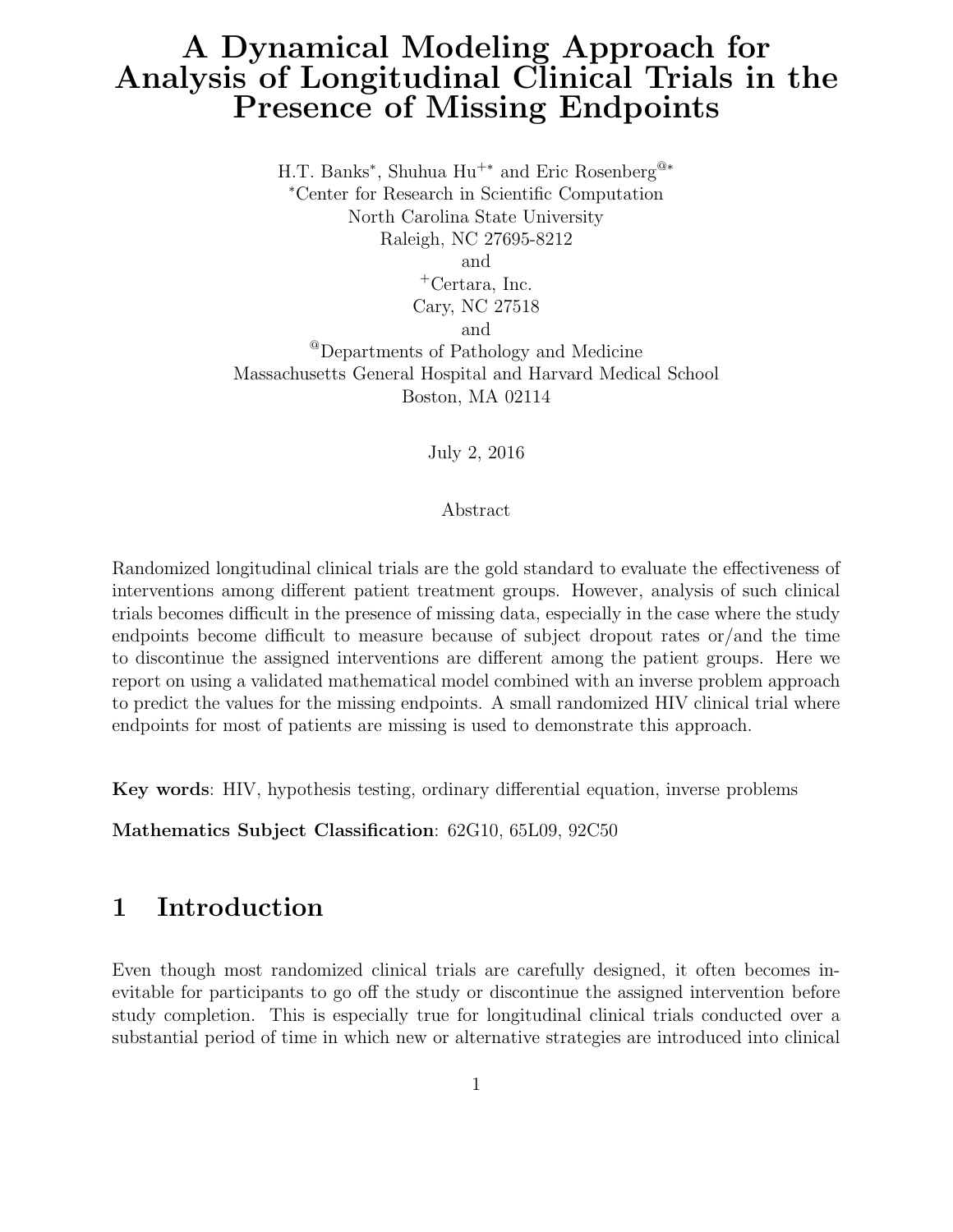# A Dynamical Modeling Approach for Analysis of Longitudinal Clinical Trials in the Presence of Missing Endpoints

H.T. Banks[*], Shuhua Hu[+*] and Eric Rosenberg[@*]

[*]Center for Research in Scientific Computation
North Carolina State University
Raleigh, NC 27695-8212
and
[+]Certara, Inc.
Cary, NC 27518
and
[@]Departments of Pathology and Medicine
Massachusetts General Hospital and Harvard Medical School
Boston, MA 02114

July 2, 2016

## Abstract

Randomized longitudinal clinical trials are the gold standard to evaluate the effectiveness of interventions among different patient treatment groups. However, analysis of such clinical trials becomes difficult in the presence of missing data, especially in the case where the study endpoints become difficult to measure because of subject dropout rates or/and the time to discontinue the assigned interventions are different among the patient groups. Here we report on using a validated mathematical model combined with an inverse problem approach to predict the values for the missing endpoints. A small randomized HIV clinical trial where endpoints for most of patients are missing is used to demonstrate this approach.

**Key words**: HIV, hypothesis testing, ordinary differential equation, inverse problems

**Mathematics Subject Classification**: 62G10, 65L09, 92C50

## 1 Introduction

Even though most randomized clinical trials are carefully designed, it often becomes inevitable for participants to go off the study or discontinue the assigned intervention before study completion. This is especially true for longitudinal clinical trials conducted over a substantial period of time in which new or alternative strategies are introduced into clinical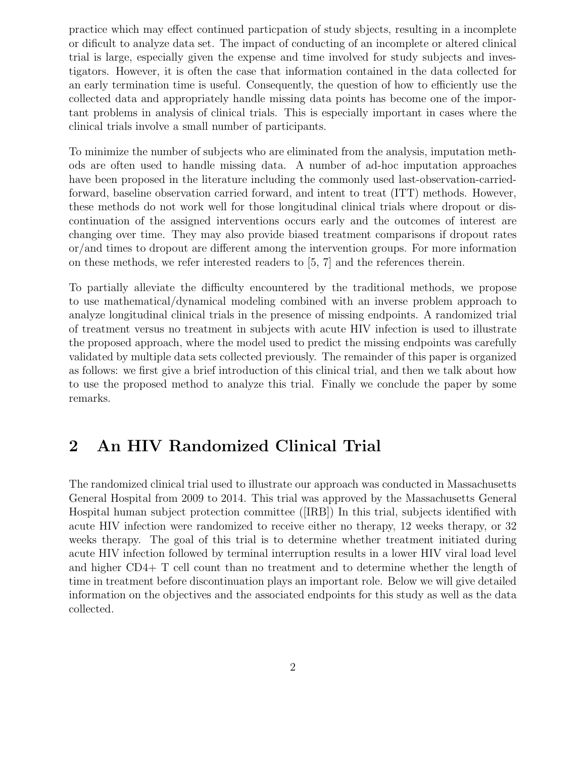practice which may effect continued particpation of study sbjects, resulting in a incomplete or dificult to analyze data set. The impact of conducting of an incomplete or altered clinical trial is large, especially given the expense and time involved for study subjects and investigators. However, it is often the case that information contained in the data collected for an early termination time is useful. Consequently, the question of how to efficiently use the collected data and appropriately handle missing data points has become one of the important problems in analysis of clinical trials. This is especially important in cases where the clinical trials involve a small number of participants.

To minimize the number of subjects who are eliminated from the analysis, imputation methods are often used to handle missing data. A number of ad-hoc imputation approaches have been proposed in the literature including the commonly used last-observation-carried-forward, baseline observation carried forward, and intent to treat (ITT) methods. However, these methods do not work well for those longitudinal clinical trials where dropout or discontinuation of the assigned interventions occurs early and the outcomes of interest are changing over time. They may also provide biased treatment comparisons if dropout rates or/and times to dropout are different among the intervention groups. For more information on these methods, we refer interested readers to [5, 7] and the references therein.

To partially alleviate the difficulty encountered by the traditional methods, we propose to use mathematical/dynamical modeling combined with an inverse problem approach to analyze longitudinal clinical trials in the presence of missing endpoints. A randomized trial of treatment versus no treatment in subjects with acute HIV infection is used to illustrate the proposed approach, where the model used to predict the missing endpoints was carefully validated by multiple data sets collected previously. The remainder of this paper is organized as follows: we first give a brief introduction of this clinical trial, and then we talk about how to use the proposed method to analyze this trial. Finally we conclude the paper by some remarks.

## 2 An HIV Randomized Clinical Trial

The randomized clinical trial used to illustrate our approach was conducted in Massachusetts General Hospital from 2009 to 2014. This trial was approved by the Massachusetts General Hospital human subject protection committee ([IRB]) In this trial, subjects identified with acute HIV infection were randomized to receive either no therapy, 12 weeks therapy, or 32 weeks therapy. The goal of this trial is to determine whether treatment initiated during acute HIV infection followed by terminal interruption results in a lower HIV viral load level and higher CD4+ T cell count than no treatment and to determine whether the length of time in treatment before discontinuation plays an important role. Below we will give detailed information on the objectives and the associated endpoints for this study as well as the data collected.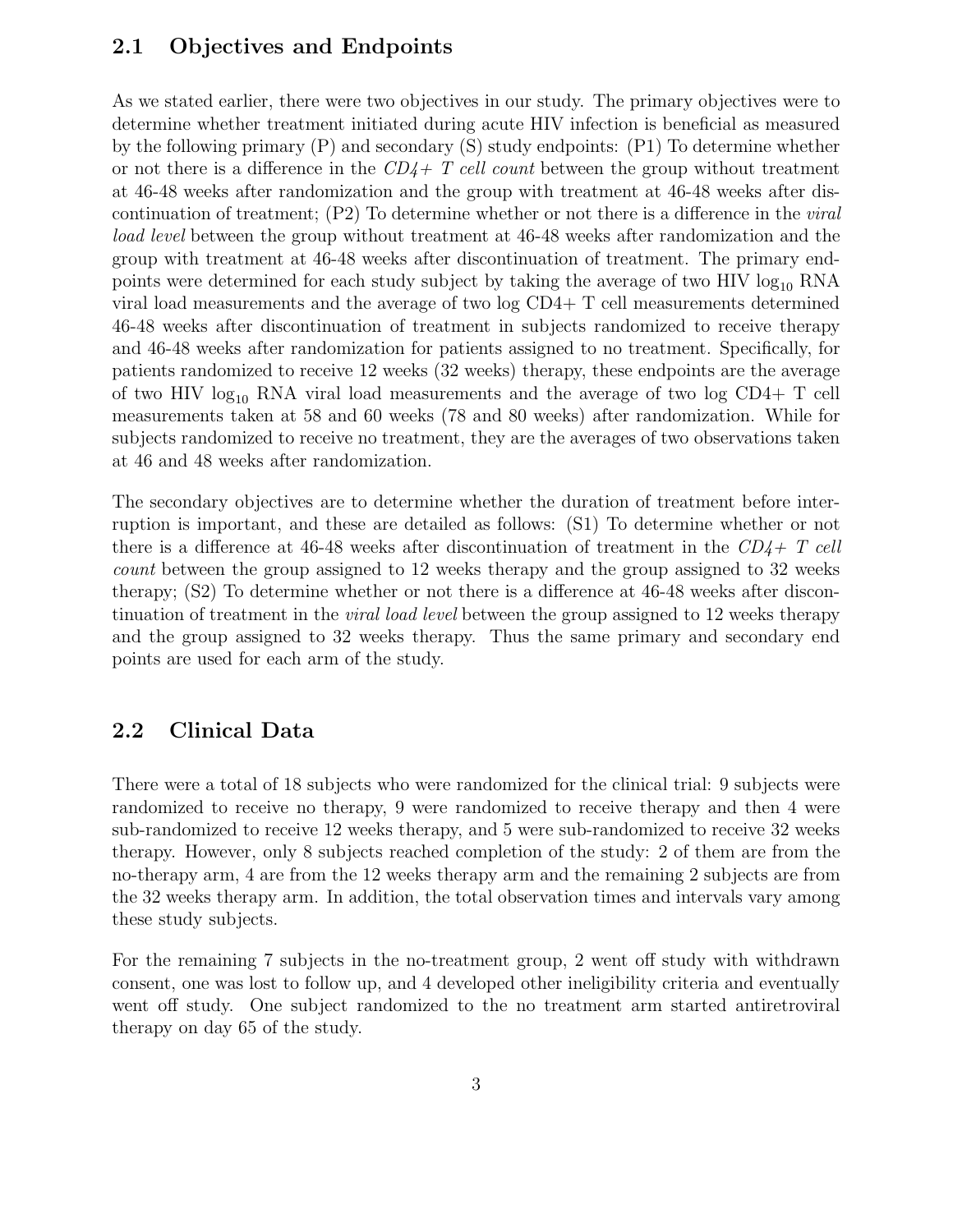## 2.1 Objectives and Endpoints

As we stated earlier, there were two objectives in our study. The primary objectives were to determine whether treatment initiated during acute HIV infection is beneficial as measured by the following primary (P) and secondary (S) study endpoints: (P1) To determine whether or not there is a difference in the *CD4+ T cell count* between the group without treatment at 46-48 weeks after randomization and the group with treatment at 46-48 weeks after discontinuation of treatment; (P2) To determine whether or not there is a difference in the *viral load level* between the group without treatment at 46-48 weeks after randomization and the group with treatment at 46-48 weeks after discontinuation of treatment. The primary endpoints were determined for each study subject by taking the average of two HIV $\log_{10}$ RNA viral load measurements and the average of two log CD4+ T cell measurements determined 46-48 weeks after discontinuation of treatment in subjects randomized to receive therapy and 46-48 weeks after randomization for patients assigned to no treatment. Specifically, for patients randomized to receive 12 weeks (32 weeks) therapy, these endpoints are the average of two HIV $\log_{10}$ RNA viral load measurements and the average of two log CD4+ T cell measurements taken at 58 and 60 weeks (78 and 80 weeks) after randomization. While for subjects randomized to receive no treatment, they are the averages of two observations taken at 46 and 48 weeks after randomization.

The secondary objectives are to determine whether the duration of treatment before interruption is important, and these are detailed as follows: (S1) To determine whether or not there is a difference at 46-48 weeks after discontinuation of treatment in the *CD4+ T cell count* between the group assigned to 12 weeks therapy and the group assigned to 32 weeks therapy; (S2) To determine whether or not there is a difference at 46-48 weeks after discontinuation of treatment in the *viral load level* between the group assigned to 12 weeks therapy and the group assigned to 32 weeks therapy. Thus the same primary and secondary end points are used for each arm of the study.

## 2.2 Clinical Data

There were a total of 18 subjects who were randomized for the clinical trial: 9 subjects were randomized to receive no therapy, 9 were randomized to receive therapy and then 4 were sub-randomized to receive 12 weeks therapy, and 5 were sub-randomized to receive 32 weeks therapy. However, only 8 subjects reached completion of the study: 2 of them are from the no-therapy arm, 4 are from the 12 weeks therapy arm and the remaining 2 subjects are from the 32 weeks therapy arm. In addition, the total observation times and intervals vary among these study subjects.

For the remaining 7 subjects in the no-treatment group, 2 went off study with withdrawn consent, one was lost to follow up, and 4 developed other ineligibility criteria and eventually went off study. One subject randomized to the no treatment arm started antiretroviral therapy on day 65 of the study.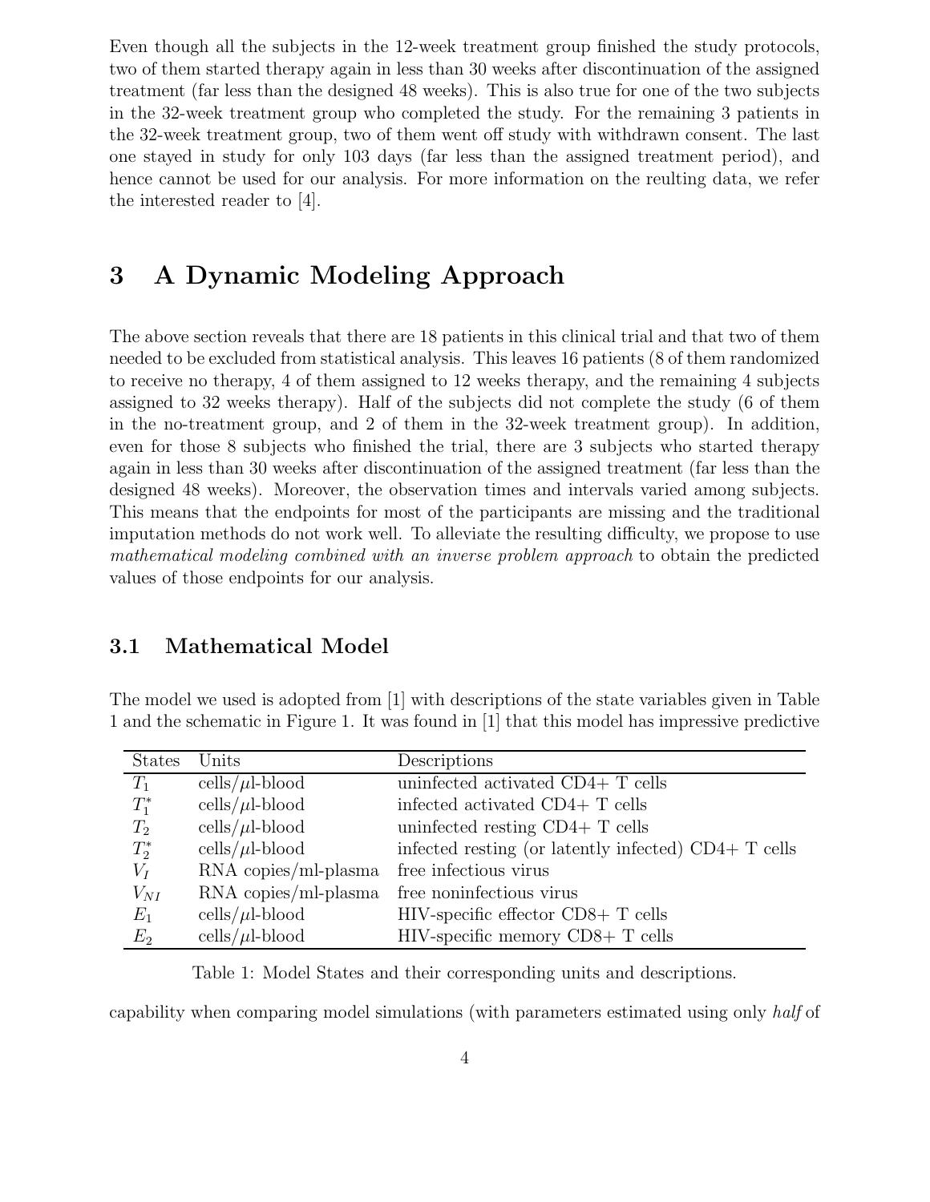Even though all the subjects in the 12-week treatment group finished the study protocols, two of them started therapy again in less than 30 weeks after discontinuation of the assigned treatment (far less than the designed 48 weeks). This is also true for one of the two subjects in the 32-week treatment group who completed the study. For the remaining 3 patients in the 32-week treatment group, two of them went off study with withdrawn consent. The last one stayed in study for only 103 days (far less than the assigned treatment period), and hence cannot be used for our analysis. For more information on the reulting data, we refer the interested reader to [4].

# 3 A Dynamic Modeling Approach

The above section reveals that there are 18 patients in this clinical trial and that two of them needed to be excluded from statistical analysis. This leaves 16 patients (8 of them randomized to receive no therapy, 4 of them assigned to 12 weeks therapy, and the remaining 4 subjects assigned to 32 weeks therapy). Half of the subjects did not complete the study (6 of them in the no-treatment group, and 2 of them in the 32-week treatment group). In addition, even for those 8 subjects who finished the trial, there are 3 subjects who started therapy again in less than 30 weeks after discontinuation of the assigned treatment (far less than the designed 48 weeks). Moreover, the observation times and intervals varied among subjects. This means that the endpoints for most of the participants are missing and the traditional imputation methods do not work well. To alleviate the resulting difficulty, we propose to use *mathematical modeling combined with an inverse problem approach* to obtain the predicted values of those endpoints for our analysis.

## 3.1 Mathematical Model

The model we used is adopted from [1] with descriptions of the state variables given in Table 1 and the schematic in Figure 1. It was found in [1] that this model has impressive predictive capability when comparing model simulations (with parameters estimated using only *half* of

| States | Units | Descriptions |
|---|---|---|
| $T_1$ | cells/$\mu$l-blood | uninfected activated CD4+ T cells |
| $T_1^*$ | cells/$\mu$l-blood | infected activated CD4+ T cells |
| $T_2$ | cells/$\mu$l-blood | uninfected resting CD4+ T cells |
| $T_2^*$ | cells/$\mu$l-blood | infected resting (or latently infected) CD4+ T cells |
| $V_I$ | RNA copies/ml-plasma | free infectious virus |
| $V_{NI}$ | RNA copies/ml-plasma | free noninfectious virus |
| $E_1$ | cells/$\mu$l-blood | HIV-specific effector CD8+ T cells |
| $E_2$ | cells/$\mu$l-blood | HIV-specific memory CD8+ T cells |

Table 1: Model States and their corresponding units and descriptions.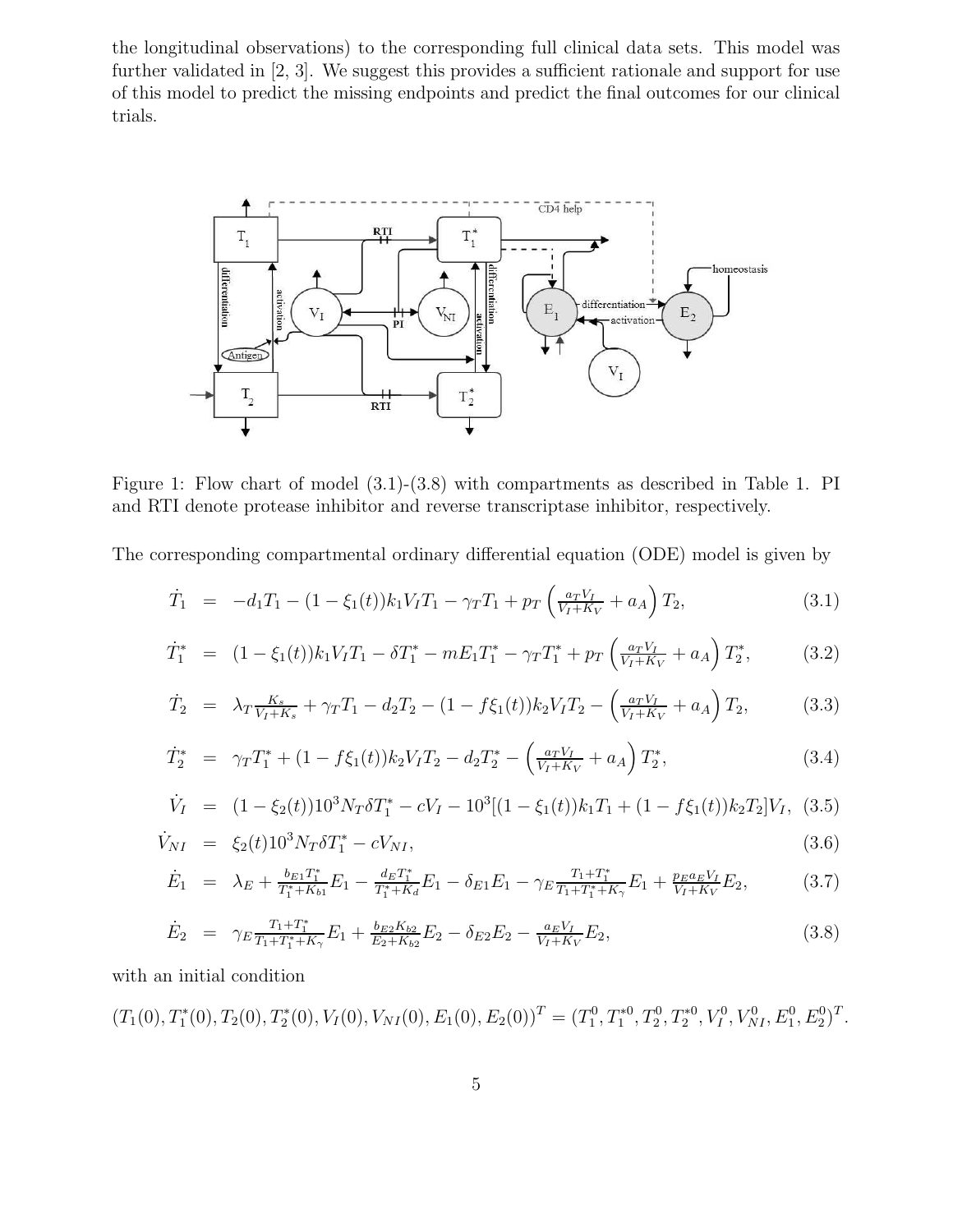the longitudinal observations) to the corresponding full clinical data sets. This model was further validated in [2, 3]. We suggest this provides a sufficient rationale and support for use of this model to predict the missing endpoints and predict the final outcomes for our clinical trials.

Figure 1: Flow chart of model (3.1)-(3.8) with compartments as described in Table 1. PI and RTI denote protease inhibitor and reverse transcriptase inhibitor, respectively.

The corresponding compartmental ordinary differential equation (ODE) model is given by

$$\dot{T}_1 = -d_1 T_1 - (1 - \xi_1(t)) k_1 V_I T_1 - \gamma_T T_1 + p_T \left( \frac{a_T V_I}{V_I + K_V} + a_A \right) T_2, \tag{3.1}$$

$$\dot{T}_1^* = (1 - \xi_1(t)) k_1 V_I T_1 - \delta T_1^* - m E_1 T_1^* - \gamma_T T_1^* + p_T \left( \frac{a_T V_I}{V_I + K_V} + a_A \right) T_2^*, \tag{3.2}$$

$$\dot{T}_2 = \lambda_T \frac{K_s}{V_I + K_s} + \gamma_T T_1 - d_2 T_2 - (1 - f \xi_1(t)) k_2 V_I T_2 - \left( \frac{a_T V_I}{V_I + K_V} + a_A \right) T_2, \tag{3.3}$$

$$\dot{T}_2^* = \gamma_T T_1^* + (1 - f \xi_1(t)) k_2 V_I T_2 - d_2 T_2^* - \left( \frac{a_T V_I}{V_I + K_V} + a_A \right) T_2^*, \tag{3.4}$$

$$\dot{V}_I = (1 - \xi_2(t)) 10^3 N_T \delta T_1^* - c V_I - 10^3 [(1 - \xi_1(t)) k_1 T_1 + (1 - f \xi_1(t)) k_2 T_2] V_I, \tag{3.5}$$

$$\dot{V}_{NI} = \xi_2(t) 10^3 N_T \delta T_1^* - c V_{NI}, \tag{3.6}$$

$$\dot{E}_1 = \lambda_E + \frac{b_{E1} T_1^*}{T_1^* + K_{b1}} E_1 - \frac{d_E T_1^*}{T_1^* + K_d} E_1 - \delta_{E1} E_1 - \gamma_E \frac{T_1 + T_1^*}{T_1 + T_1^* + K_\gamma} E_1 + \frac{p_E a_E V_I}{V_I + K_V} E_2, \tag{3.7}$$

$$\dot{E}_2 = \gamma_E \frac{T_1 + T_1^*}{T_1 + T_1^* + K_\gamma} E_1 + \frac{b_{E2} K_{b2}}{E_2 + K_{b2}} E_2 - \delta_{E2} E_2 - \frac{a_E V_I}{V_I + K_V} E_2, \tag{3.8}$$

with an initial condition

$$(T_1(0), T_1^*(0), T_2(0), T_2^*(0), V_I(0), V_{NI}(0), E_1(0), E_2(0))^T = (T_1^0, T_1^{*0}, T_2^0, T_2^{*0}, V_I^0, V_{NI}^0, E_1^0, E_2^0)^T.$$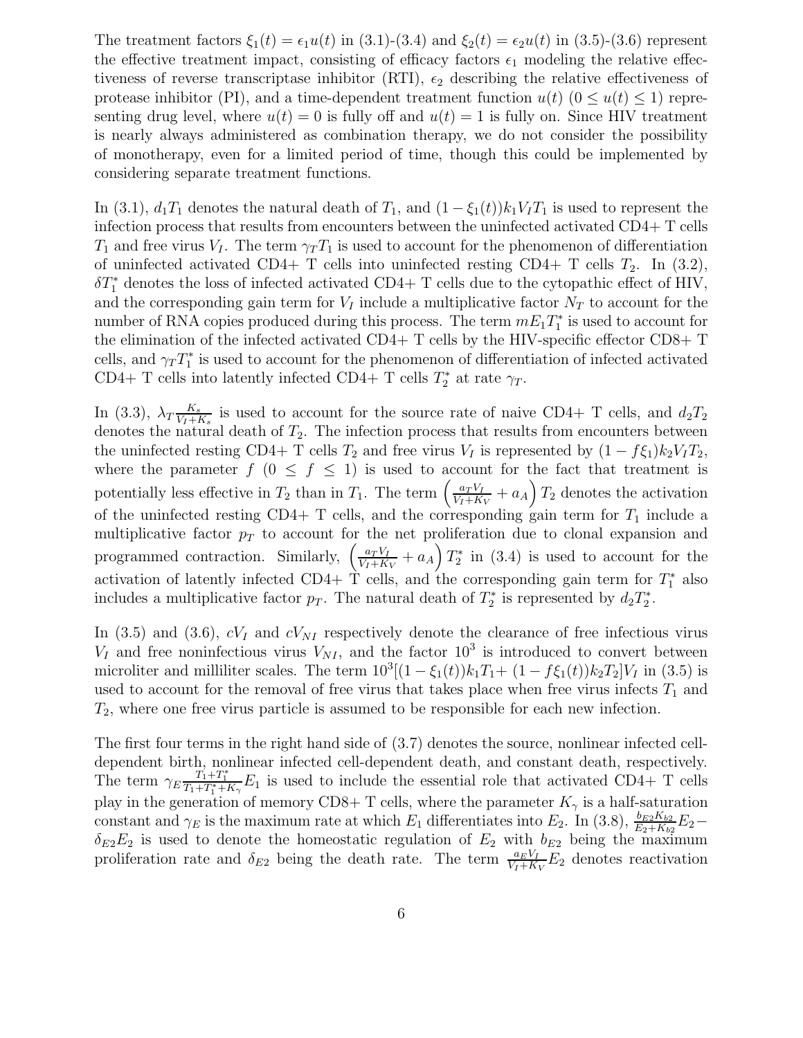The treatment factors $\xi_1(t) = \epsilon_1 u(t)$ in (3.1)-(3.4) and $\xi_2(t) = \epsilon_2 u(t)$ in (3.5)-(3.6) represent the effective treatment impact, consisting of efficacy factors $\epsilon_1$ modeling the relative effectiveness of reverse transcriptase inhibitor (RTI), $\epsilon_2$ describing the relative effectiveness of protease inhibitor (PI), and a time-dependent treatment function $u(t)$ $(0 \leq u(t) \leq 1)$ representing drug level, where $u(t) = 0$ is fully off and $u(t) = 1$ is fully on. Since HIV treatment is nearly always administered as combination therapy, we do not consider the possibility of monotherapy, even for a limited period of time, though this could be implemented by considering separate treatment functions.

In (3.1), $d_1 T_1$ denotes the natural death of $T_1$, and $(1 - \xi_1(t))k_1 V_I T_1$ is used to represent the infection process that results from encounters between the uninfected activated CD4+ T cells $T_1$ and free virus $V_I$. The term $\gamma_T T_1$ is used to account for the phenomenon of differentiation of uninfected activated CD4+ T cells into uninfected resting CD4+ T cells $T_2$. In (3.2), $\delta T_1^*$ denotes the loss of infected activated CD4+ T cells due to the cytopathic effect of HIV, and the corresponding gain term for $V_I$ include a multiplicative factor $N_T$ to account for the number of RNA copies produced during this process. The term $mE_1 T_1^*$ is used to account for the elimination of the infected activated CD4+ T cells by the HIV-specific effector CD8+ T cells, and $\gamma_T T_1^*$ is used to account for the phenomenon of differentiation of infected activated CD4+ T cells into latently infected CD4+ T cells $T_2^*$ at rate $\gamma_T$.

In (3.3), $\lambda_T \frac{K_s}{V_I + K_s}$ is used to account for the source rate of naive CD4+ T cells, and $d_2 T_2$ denotes the natural death of $T_2$. The infection process that results from encounters between the uninfected resting CD4+ T cells $T_2$ and free virus $V_I$ is represented by $(1 - f\xi_1)k_2 V_I T_2$, where the parameter $f$ $(0 \leq f \leq 1)$ is used to account for the fact that treatment is potentially less effective in $T_2$ than in $T_1$. The term $\left(\frac{a_T V_I}{V_I + K_V} + a_A\right) T_2$ denotes the activation of the uninfected resting CD4+ T cells, and the corresponding gain term for $T_1$ include a multiplicative factor $p_T$ to account for the net proliferation due to clonal expansion and programmed contraction. Similarly, $\left(\frac{a_T V_I}{V_I + K_V} + a_A\right) T_2^*$ in (3.4) is used to account for the activation of latently infected CD4+ T cells, and the corresponding gain term for $T_1^*$ also includes a multiplicative factor $p_T$. The natural death of $T_2^*$ is represented by $d_2 T_2^*$.

In (3.5) and (3.6), $cV_I$ and $cV_{NI}$ respectively denote the clearance of free infectious virus $V_I$ and free noninfectious virus $V_{NI}$, and the factor $10^3$ is introduced to convert between microliter and milliliter scales. The term $10^3[(1 - \xi_1(t))k_1 T_1 + (1 - f\xi_1(t))k_2 T_2]V_I$ in (3.5) is used to account for the removal of free virus that takes place when free virus infects $T_1$ and $T_2$, where one free virus particle is assumed to be responsible for each new infection.

The first four terms in the right hand side of (3.7) denotes the source, nonlinear infected cell-dependent birth, nonlinear infected cell-dependent death, and constant death, respectively. The term $\gamma_E \frac{T_1 + T_1^*}{T_1 + T_1^* + K_\gamma} E_1$ is used to include the essential role that activated CD4+ T cells play in the generation of memory CD8+ T cells, where the parameter $K_\gamma$ is a half-saturation constant and $\gamma_E$ is the maximum rate at which $E_1$ differentiates into $E_2$. In (3.8), $\frac{b_{E2} K_{b2}}{E_2 + K_{b2}} E_2 - \delta_{E2} E_2$ is used to denote the homeostatic regulation of $E_2$ with $b_{E2}$ being the maximum proliferation rate and $\delta_{E2}$ being the death rate. The term $\frac{a_E V_I}{V_I + K_V} E_2$ denotes reactivation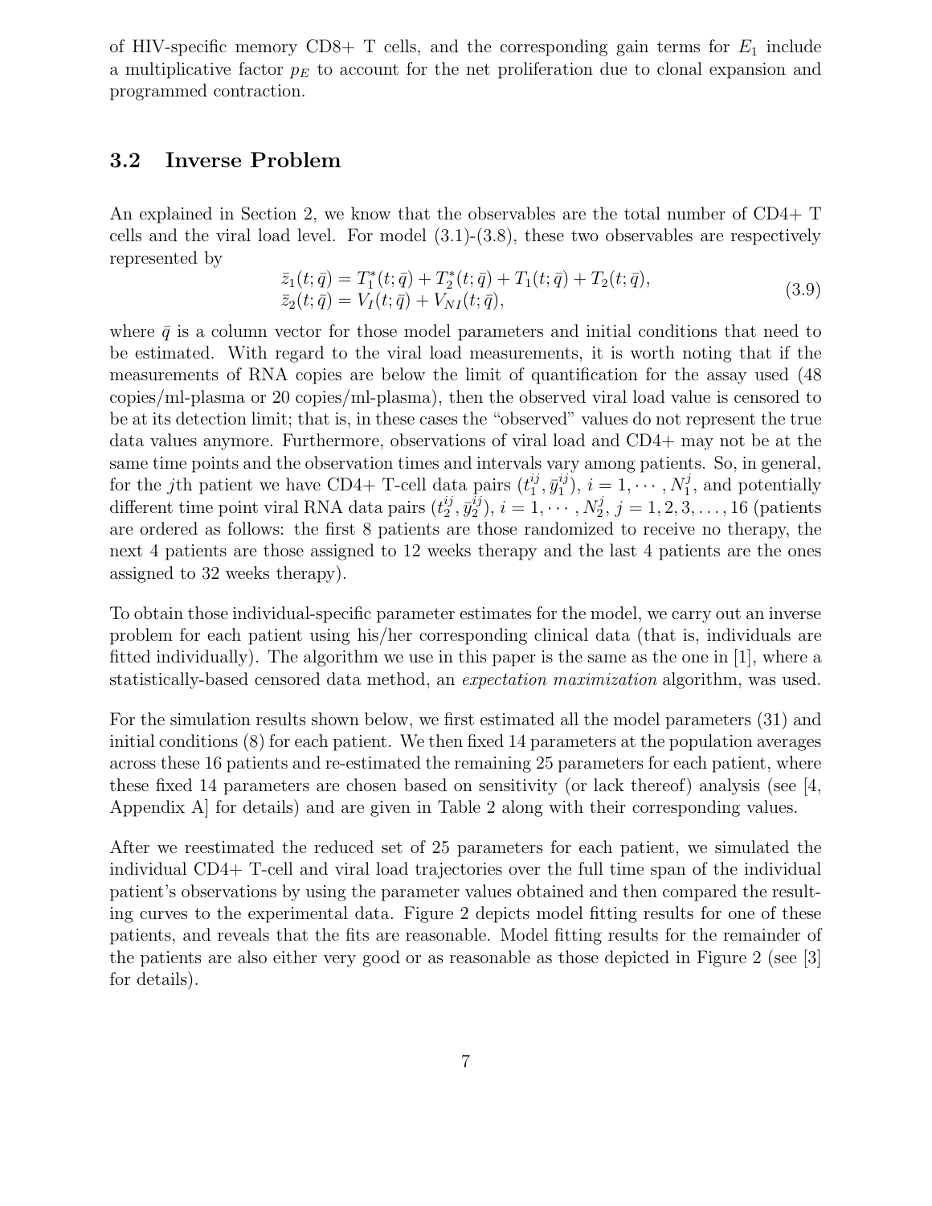of HIV-specific memory CD8+ T cells, and the corresponding gain terms for $E_1$ include a multiplicative factor $p_E$ to account for the net proliferation due to clonal expansion and programmed contraction.

### 3.2 Inverse Problem

An explained in Section 2, we know that the observables are the total number of CD4+ T cells and the viral load level. For model (3.1)-(3.8), these two observables are respectively represented by

$$
\begin{array}{l}
\bar{z}_1(t;\bar{q}) = T_1^*(t;\bar{q}) + T_2^*(t;\bar{q}) + T_1(t;\bar{q}) + T_2(t;\bar{q}), \\
\bar{z}_2(t;\bar{q}) = V_I(t;\bar{q}) + V_{NI}(t;\bar{q}),
\end{array}
\tag{3.9}
$$

where $\bar{q}$ is a column vector for those model parameters and initial conditions that need to be estimated. With regard to the viral load measurements, it is worth noting that if the measurements of RNA copies are below the limit of quantification for the assay used (48 copies/ml-plasma or 20 copies/ml-plasma), then the observed viral load value is censored to be at its detection limit; that is, in these cases the "observed" values do not represent the true data values anymore. Furthermore, observations of viral load and CD4+ may not be at the same time points and the observation times and intervals vary among patients. So, in general, for the $j$th patient we have CD4+ T-cell data pairs $(t_1^{ij}, \bar{y}_1^{ij})$, $i = 1, \cdots, N_1^j$, and potentially different time point viral RNA data pairs $(t_2^{ij}, \bar{y}_2^{ij})$, $i = 1, \cdots, N_2^j$, $j = 1, 2, 3, \ldots, 16$ (patients are ordered as follows: the first 8 patients are those randomized to receive no therapy, the next 4 patients are those assigned to 12 weeks therapy and the last 4 patients are the ones assigned to 32 weeks therapy).

To obtain those individual-specific parameter estimates for the model, we carry out an inverse problem for each patient using his/her corresponding clinical data (that is, individuals are fitted individually). The algorithm we use in this paper is the same as the one in [1], where a statistically-based censored data method, an *expectation maximization* algorithm, was used.

For the simulation results shown below, we first estimated all the model parameters (31) and initial conditions (8) for each patient. We then fixed 14 parameters at the population averages across these 16 patients and re-estimated the remaining 25 parameters for each patient, where these fixed 14 parameters are chosen based on sensitivity (or lack thereof) analysis (see [4, Appendix A] for details) and are given in Table 2 along with their corresponding values.

After we reestimated the reduced set of 25 parameters for each patient, we simulated the individual CD4+ T-cell and viral load trajectories over the full time span of the individual patient's observations by using the parameter values obtained and then compared the resulting curves to the experimental data. Figure 2 depicts model fitting results for one of these patients, and reveals that the fits are reasonable. Model fitting results for the remainder of the patients are also either very good or as reasonable as those depicted in Figure 2 (see [3] for details).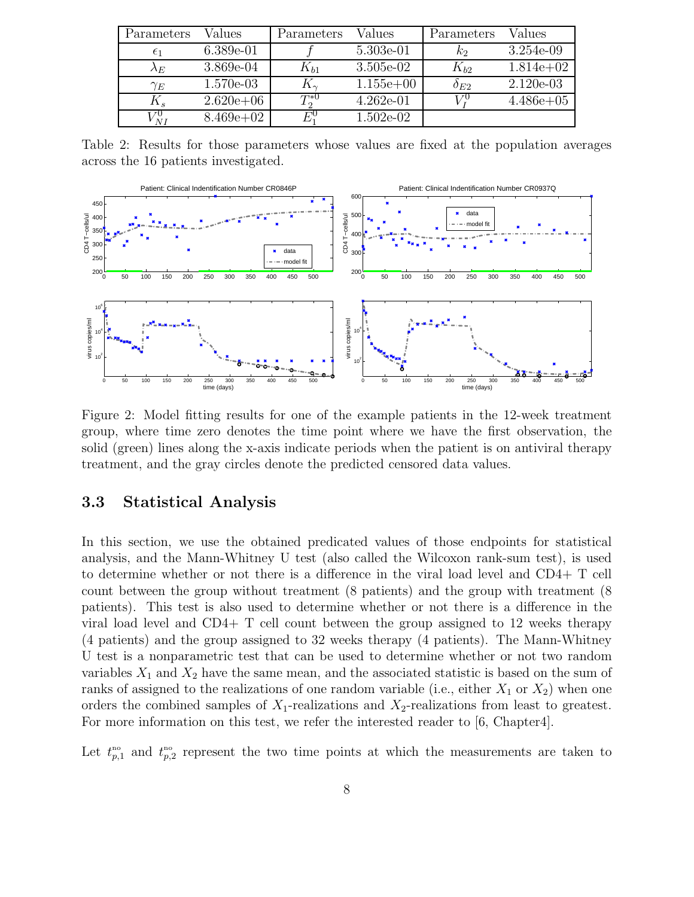| Parameters | Values | Parameters | Values | Parameters | Values |
|---|---|---|---|---|---|
| $\epsilon_1$ | 6.389e-01 | $f$ | 5.303e-01 | $k_2$ | 3.254e-09 |
| $\lambda_E$ | 3.869e-04 | $K_{b1}$ | 3.505e-02 | $K_{b2}$ | 1.814e+02 |
| $\gamma_E$ | 1.570e-03 | $K_\gamma$ | 1.155e+00 | $\delta_{E2}$ | 2.120e-03 |
| $K_s$ | 2.620e+06 | $T_2^{*0}$ | 4.262e-01 | $V_I^0$ | 4.486e+05 |
| $V_{NI}^0$ | 8.469e+02 | $E_1^0$ | 1.502e-02 | | |

Table 2: Results for those parameters whose values are fixed at the population averages across the 16 patients investigated.

Figure 2: Model fitting results for one of the example patients in the 12-week treatment group, where time zero denotes the time point where we have the first observation, the solid (green) lines along the x-axis indicate periods when the patient is on antiviral therapy treatment, and the gray circles denote the predicted censored data values.

### 3.3 Statistical Analysis

In this section, we use the obtained predicated values of those endpoints for statistical analysis, and the Mann-Whitney U test (also called the Wilcoxon rank-sum test), is used to determine whether or not there is a difference in the viral load level and CD4+ T cell count between the group without treatment (8 patients) and the group with treatment (8 patients). This test is also used to determine whether or not there is a difference in the viral load level and CD4+ T cell count between the group assigned to 12 weeks therapy (4 patients) and the group assigned to 32 weeks therapy (4 patients). The Mann-Whitney U test is a nonparametric test that can be used to determine whether or not two random variables $X_1$ and $X_2$ have the same mean, and the associated statistic is based on the sum of ranks of assigned to the realizations of one random variable (i.e., either $X_1$ or $X_2$) when one orders the combined samples of $X_1$-realizations and $X_2$-realizations from least to greatest. For more information on this test, we refer the interested reader to [6, Chapter4].

Let $t_{p,1}^{\text{no}}$ and $t_{p,2}^{\text{no}}$ represent the two time points at which the measurements are taken to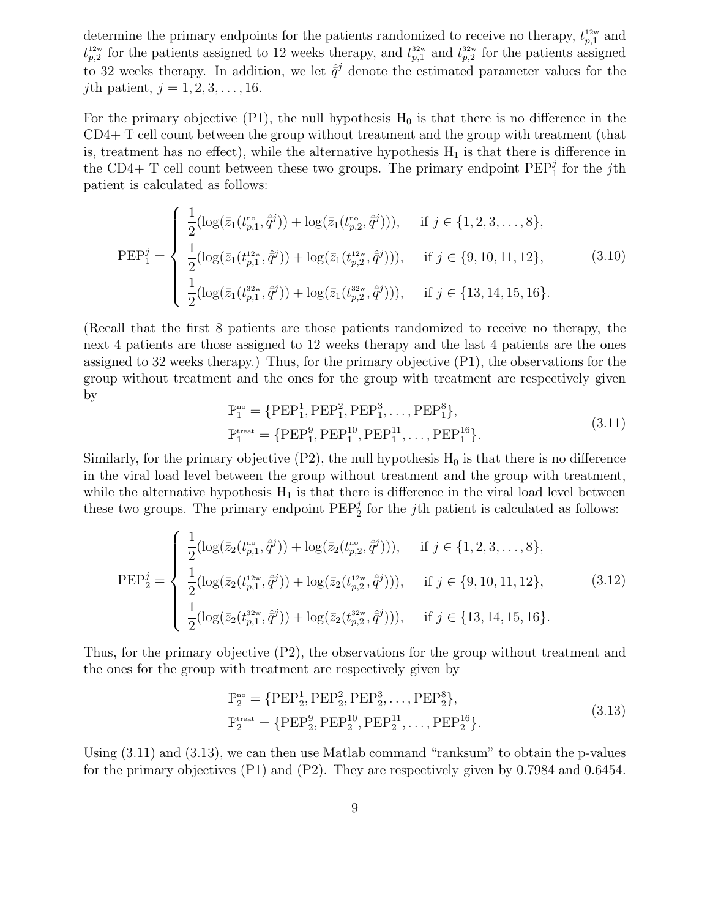determine the primary endpoints for the patients randomized to receive no therapy, $t_{p,1}^{12w}$ and $t_{p,2}^{12w}$ for the patients assigned to 12 weeks therapy, and $t_{p,1}^{32w}$ and $t_{p,2}^{32w}$ for the patients assigned to 32 weeks therapy. In addition, we let $\hat{\tilde{q}}^j$ denote the estimated parameter values for the $j$th patient, $j = 1, 2, 3, \ldots, 16$.

For the primary objective (P1), the null hypothesis $H_0$ is that there is no difference in the CD4+ T cell count between the group without treatment and the group with treatment (that is, treatment has no effect), while the alternative hypothesis $H_1$ is that there is difference in the CD4+ T cell count between these two groups. The primary endpoint $\mathrm{PEP}_1^j$ for the $j$th patient is calculated as follows:

$$
\mathrm{PEP}_1^j = \begin{cases} \dfrac{1}{2}(\log(\bar{z}_1(t_{p,1}^{no}, \hat{\tilde{q}}^j)) + \log(\bar{z}_1(t_{p,2}^{no}, \hat{\tilde{q}}^j))), & \text{if } j \in \{1, 2, 3, \ldots, 8\}, \\ \dfrac{1}{2}(\log(\bar{z}_1(t_{p,1}^{12w}, \hat{\tilde{q}}^j)) + \log(\bar{z}_1(t_{p,2}^{12w}, \hat{\tilde{q}}^j))), & \text{if } j \in \{9, 10, 11, 12\}, \\ \dfrac{1}{2}(\log(\bar{z}_1(t_{p,1}^{32w}, \hat{\tilde{q}}^j)) + \log(\bar{z}_1(t_{p,2}^{32w}, \hat{\tilde{q}}^j))), & \text{if } j \in \{13, 14, 15, 16\}. \end{cases} \tag{3.10}
$$

(Recall that the first 8 patients are those patients randomized to receive no therapy, the next 4 patients are those assigned to 12 weeks therapy and the last 4 patients are the ones assigned to 32 weeks therapy.) Thus, for the primary objective (P1), the observations for the group without treatment and the ones for the group with treatment are respectively given by

$$
\begin{aligned}
\mathbb{P}_1^{no} &= \{\mathrm{PEP}_1^1, \mathrm{PEP}_1^2, \mathrm{PEP}_1^3, \ldots, \mathrm{PEP}_1^8\}, \\
\mathbb{P}_1^{treat} &= \{\mathrm{PEP}_1^9, \mathrm{PEP}_1^{10}, \mathrm{PEP}_1^{11}, \ldots, \mathrm{PEP}_1^{16}\}.
\end{aligned} \tag{3.11}
$$

Similarly, for the primary objective (P2), the null hypothesis $H_0$ is that there is no difference in the viral load level between the group without treatment and the group with treatment, while the alternative hypothesis $H_1$ is that there is difference in the viral load level between these two groups. The primary endpoint $\mathrm{PEP}_2^j$ for the $j$th patient is calculated as follows:

$$
\mathrm{PEP}_2^j = \begin{cases} \dfrac{1}{2}(\log(\bar{z}_2(t_{p,1}^{no}, \hat{\tilde{q}}^j)) + \log(\bar{z}_2(t_{p,2}^{no}, \hat{\tilde{q}}^j))), & \text{if } j \in \{1, 2, 3, \ldots, 8\}, \\ \dfrac{1}{2}(\log(\bar{z}_2(t_{p,1}^{12w}, \hat{\tilde{q}}^j)) + \log(\bar{z}_2(t_{p,2}^{12w}, \hat{\tilde{q}}^j))), & \text{if } j \in \{9, 10, 11, 12\}, \\ \dfrac{1}{2}(\log(\bar{z}_2(t_{p,1}^{32w}, \hat{\tilde{q}}^j)) + \log(\bar{z}_2(t_{p,2}^{32w}, \hat{\tilde{q}}^j))), & \text{if } j \in \{13, 14, 15, 16\}. \end{cases} \tag{3.12}
$$

Thus, for the primary objective (P2), the observations for the group without treatment and the ones for the group with treatment are respectively given by

$$
\begin{aligned}
\mathbb{P}_2^{no} &= \{\mathrm{PEP}_2^1, \mathrm{PEP}_2^2, \mathrm{PEP}_2^3, \ldots, \mathrm{PEP}_2^8\}, \\
\mathbb{P}_2^{treat} &= \{\mathrm{PEP}_2^9, \mathrm{PEP}_2^{10}, \mathrm{PEP}_2^{11}, \ldots, \mathrm{PEP}_2^{16}\}.
\end{aligned} \tag{3.13}
$$

Using (3.11) and (3.13), we can then use Matlab command "ranksum" to obtain the p-values for the primary objectives (P1) and (P2). They are respectively given by 0.7984 and 0.6454.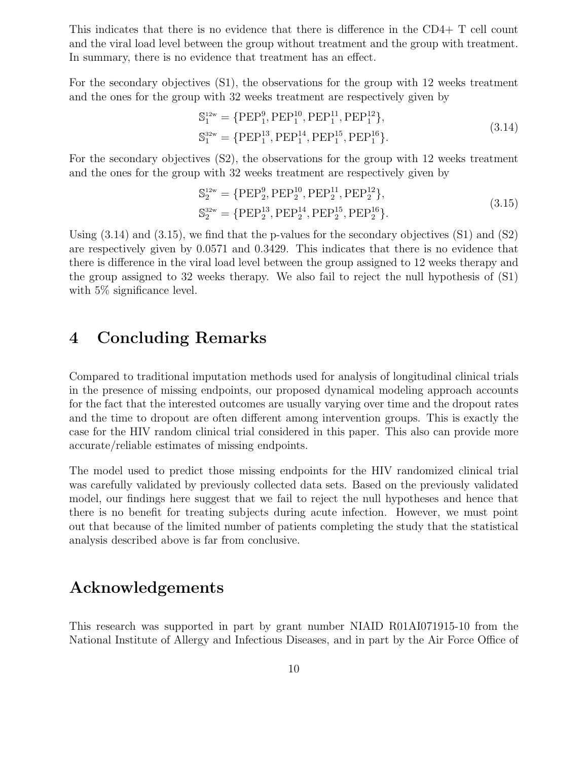This indicates that there is no evidence that there is difference in the CD4+ T cell count and the viral load level between the group without treatment and the group with treatment. In summary, there is no evidence that treatment has an effect.

For the secondary objectives (S1), the observations for the group with 12 weeks treatment and the ones for the group with 32 weeks treatment are respectively given by

$$
\begin{aligned}
\mathbb{S}_1^{12w} &= \{\mathrm{PEP}_1^9, \mathrm{PEP}_1^{10}, \mathrm{PEP}_1^{11}, \mathrm{PEP}_1^{12}\},\\
\mathbb{S}_1^{32w} &= \{\mathrm{PEP}_1^{13}, \mathrm{PEP}_1^{14}, \mathrm{PEP}_1^{15}, \mathrm{PEP}_1^{16}\}.
\end{aligned}
\tag{3.14}
$$

For the secondary objectives (S2), the observations for the group with 12 weeks treatment and the ones for the group with 32 weeks treatment are respectively given by

$$
\begin{aligned}
\mathbb{S}_2^{12w} &= \{\mathrm{PEP}_2^9, \mathrm{PEP}_2^{10}, \mathrm{PEP}_2^{11}, \mathrm{PEP}_2^{12}\},\\
\mathbb{S}_2^{32w} &= \{\mathrm{PEP}_2^{13}, \mathrm{PEP}_2^{14}, \mathrm{PEP}_2^{15}, \mathrm{PEP}_2^{16}\}.
\end{aligned}
\tag{3.15}
$$

Using (3.14) and (3.15), we find that the p-values for the secondary objectives (S1) and (S2) are respectively given by 0.0571 and 0.3429. This indicates that there is no evidence that there is difference in the viral load level between the group assigned to 12 weeks therapy and the group assigned to 32 weeks therapy. We also fail to reject the null hypothesis of (S1) with 5% significance level.

# 4 Concluding Remarks

Compared to traditional imputation methods used for analysis of longitudinal clinical trials in the presence of missing endpoints, our proposed dynamical modeling approach accounts for the fact that the interested outcomes are usually varying over time and the dropout rates and the time to dropout are often different among intervention groups. This is exactly the case for the HIV random clinical trial considered in this paper. This also can provide more accurate/reliable estimates of missing endpoints.

The model used to predict those missing endpoints for the HIV randomized clinical trial was carefully validated by previously collected data sets. Based on the previously validated model, our findings here suggest that we fail to reject the null hypotheses and hence that there is no benefit for treating subjects during acute infection. However, we must point out that because of the limited number of patients completing the study that the statistical analysis described above is far from conclusive.

# Acknowledgements

This research was supported in part by grant number NIAID R01AI071915-10 from the National Institute of Allergy and Infectious Diseases, and in part by the Air Force Office of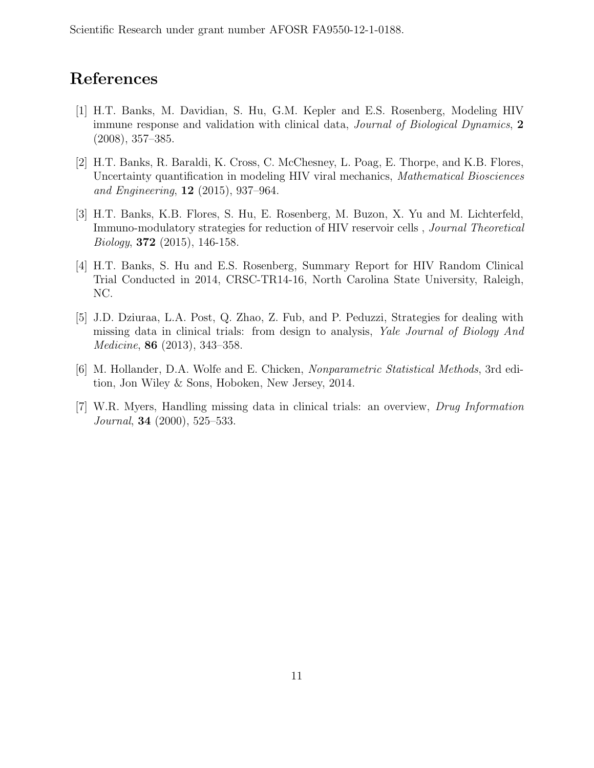Scientific Research under grant number AFOSR FA9550-12-1-0188.

# References

[1] H.T. Banks, M. Davidian, S. Hu, G.M. Kepler and E.S. Rosenberg, Modeling HIV immune response and validation with clinical data, *Journal of Biological Dynamics*, **2** (2008), 357–385.

[2] H.T. Banks, R. Baraldi, K. Cross, C. McChesney, L. Poag, E. Thorpe, and K.B. Flores, Uncertainty quantification in modeling HIV viral mechanics, *Mathematical Biosciences and Engineering*, **12** (2015), 937–964.

[3] H.T. Banks, K.B. Flores, S. Hu, E. Rosenberg, M. Buzon, X. Yu and M. Lichterfeld, Immuno-modulatory strategies for reduction of HIV reservoir cells , *Journal Theoretical Biology*, **372** (2015), 146-158.

[4] H.T. Banks, S. Hu and E.S. Rosenberg, Summary Report for HIV Random Clinical Trial Conducted in 2014, CRSC-TR14-16, North Carolina State University, Raleigh, NC.

[5] J.D. Dziuraa, L.A. Post, Q. Zhao, Z. Fub, and P. Peduzzi, Strategies for dealing with missing data in clinical trials: from design to analysis, *Yale Journal of Biology And Medicine*, **86** (2013), 343–358.

[6] M. Hollander, D.A. Wolfe and E. Chicken, *Nonparametric Statistical Methods*, 3rd edition, Jon Wiley & Sons, Hoboken, New Jersey, 2014.

[7] W.R. Myers, Handling missing data in clinical trials: an overview, *Drug Information Journal*, **34** (2000), 525–533.